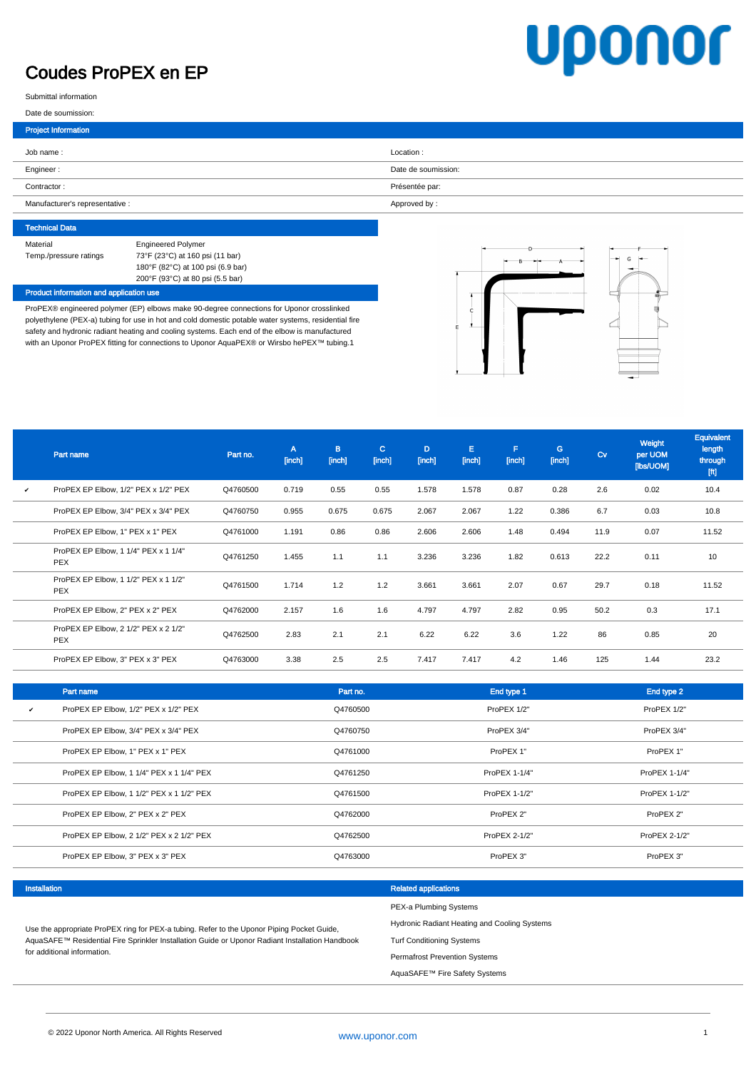# Coudes ProPEX en EP

Submittal information

Date de soumission:

## Project Information

| | |
|---|---|
| Job name : | Location : |
| Engineer : | Date de soumission: |
| Contractor : | Présentée par: |
| Manufacturer's representative : | Approved by : |

## Technical Data

| | |
|---|---|
| Material | Engineered Polymer |
| Temp./pressure ratings | 73°F (23°C) at 160 psi (11 bar)<br>180°F (82°C) at 100 psi (6.9 bar)<br>200°F (93°C) at 80 psi (5.5 bar) |

## Product information and application use

ProPEX® engineered polymer (EP) elbows make 90-degree connections for Uponor crosslinked polyethylene (PEX-a) tubing for use in hot and cold domestic potable water systems, residential fire safety and hydronic radiant heating and cooling systems. Each end of the elbow is manufactured with an Uponor ProPEX fitting for connections to Uponor AquaPEX® or Wirsbo hePEX™ tubing.1

| | Part name | Part no. | A [inch] | B [inch] | C [inch] | D [inch] | E [inch] | F [inch] | G [inch] | Cv | Weight per UOM [lbs/UOM] | Equivalent length through [ft] |
|---|---|---|---|---|---|---|---|---|---|---|---|---|
| ✔ | ProPEX EP Elbow, 1/2" PEX x 1/2" PEX | Q4760500 | 0.719 | 0.55 | 0.55 | 1.578 | 1.578 | 0.87 | 0.28 | 2.6 | 0.02 | 10.4 |
| | ProPEX EP Elbow, 3/4" PEX x 3/4" PEX | Q4760750 | 0.955 | 0.675 | 0.675 | 2.067 | 2.067 | 1.22 | 0.386 | 6.7 | 0.03 | 10.8 |
| | ProPEX EP Elbow, 1" PEX x 1" PEX | Q4761000 | 1.191 | 0.86 | 0.86 | 2.606 | 2.606 | 1.48 | 0.494 | 11.9 | 0.07 | 11.52 |
| | ProPEX EP Elbow, 1 1/4" PEX x 1 1/4" PEX | Q4761250 | 1.455 | 1.1 | 1.1 | 3.236 | 3.236 | 1.82 | 0.613 | 22.2 | 0.11 | 10 |
| | ProPEX EP Elbow, 1 1/2" PEX x 1 1/2" PEX | Q4761500 | 1.714 | 1.2 | 1.2 | 3.661 | 3.661 | 2.07 | 0.67 | 29.7 | 0.18 | 11.52 |
| | ProPEX EP Elbow, 2" PEX x 2" PEX | Q4762000 | 2.157 | 1.6 | 1.6 | 4.797 | 4.797 | 2.82 | 0.95 | 50.2 | 0.3 | 17.1 |
| | ProPEX EP Elbow, 2 1/2" PEX x 2 1/2" PEX | Q4762500 | 2.83 | 2.1 | 2.1 | 6.22 | 6.22 | 3.6 | 1.22 | 86 | 0.85 | 20 |
| | ProPEX EP Elbow, 3" PEX x 3" PEX | Q4763000 | 3.38 | 2.5 | 2.5 | 7.417 | 7.417 | 4.2 | 1.46 | 125 | 1.44 | 23.2 |

| | Part name | Part no. | End type 1 | End type 2 |
|---|---|---|---|---|
| ✔ | ProPEX EP Elbow, 1/2" PEX x 1/2" PEX | Q4760500 | ProPEX 1/2" | ProPEX 1/2" |
| | ProPEX EP Elbow, 3/4" PEX x 3/4" PEX | Q4760750 | ProPEX 3/4" | ProPEX 3/4" |
| | ProPEX EP Elbow, 1" PEX x 1" PEX | Q4761000 | ProPEX 1" | ProPEX 1" |
| | ProPEX EP Elbow, 1 1/4" PEX x 1 1/4" PEX | Q4761250 | ProPEX 1-1/4" | ProPEX 1-1/4" |
| | ProPEX EP Elbow, 1 1/2" PEX x 1 1/2" PEX | Q4761500 | ProPEX 1-1/2" | ProPEX 1-1/2" |
| | ProPEX EP Elbow, 2" PEX x 2" PEX | Q4762000 | ProPEX 2" | ProPEX 2" |
| | ProPEX EP Elbow, 2 1/2" PEX x 2 1/2" PEX | Q4762500 | ProPEX 2-1/2" | ProPEX 2-1/2" |
| | ProPEX EP Elbow, 3" PEX x 3" PEX | Q4763000 | ProPEX 3" | ProPEX 3" |

## Installation

Use the appropriate ProPEX ring for PEX-a tubing. Refer to the Uponor Piping Pocket Guide, AquaSAFE™ Residential Fire Sprinkler Installation Guide or Uponor Radiant Installation Handbook for additional information.

## Related applications

PEX-a Plumbing Systems

Hydronic Radiant Heating and Cooling Systems

Turf Conditioning Systems

Permafrost Prevention Systems

AquaSAFE™ Fire Safety Systems

© 2022 Uponor North America. All Rights Reserved

www.uponor.com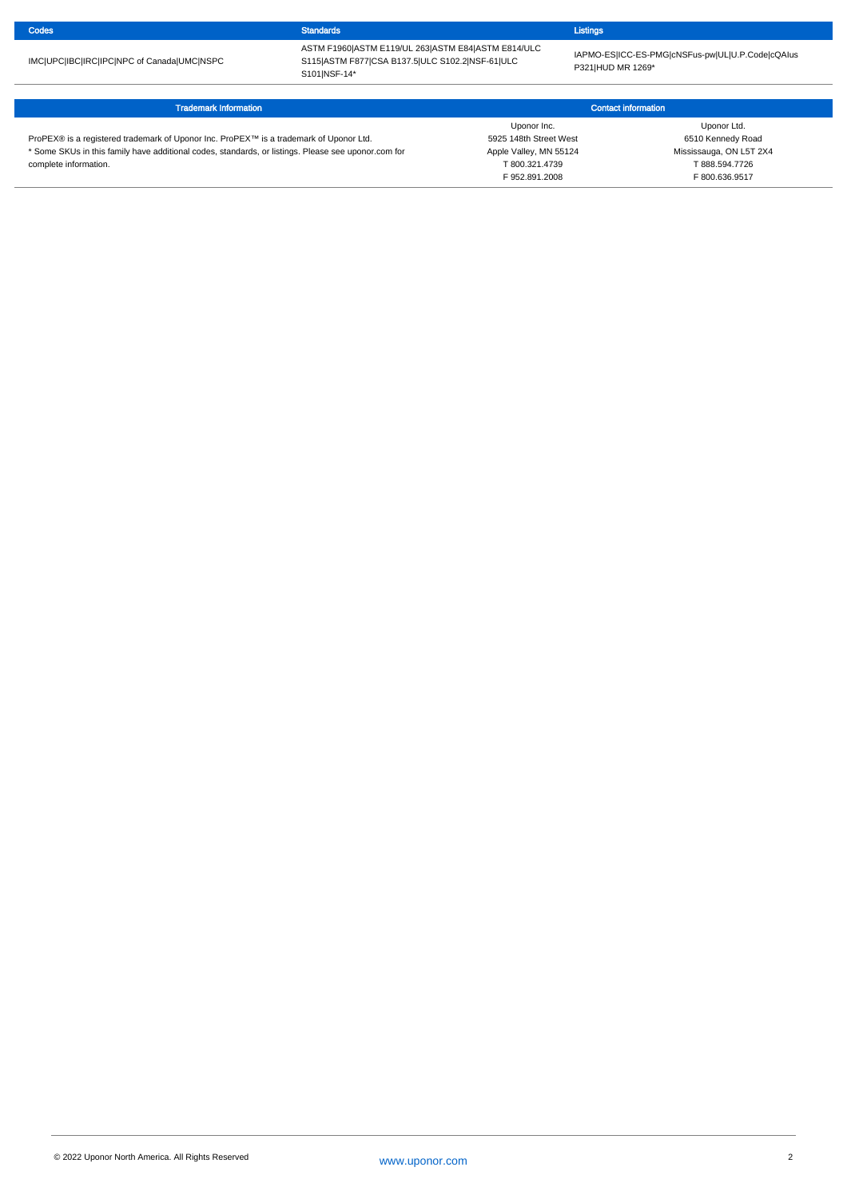| Codes | Standards | Listings |
| --- | --- | --- |
| IMC\|UPC\|IBC\|IRC\|IPC\|NPC of Canada\|UMC\|NSPC | ASTM F1960\|ASTM E119/UL 263\|ASTM E84\|ASTM E814/ULC S115\|ASTM F877\|CSA B137.5\|ULC S102.2\|NSF-61\|ULC S101\|NSF-14* | IAPMO-ES\|ICC-ES-PMG\|cNSFus-pw\|UL\|U.P.Code\|cQAIus P321\|HUD MR 1269* |

| Trademark Information | Contact information | |
| --- | --- | --- |
| ProPEX® is a registered trademark of Uponor Inc. ProPEX™ is a trademark of Uponor Ltd.<br>* Some SKUs in this family have additional codes, standards, or listings. Please see uponor.com for complete information. | Uponor Inc.<br>5925 148th Street West<br>Apple Valley, MN 55124<br>T 800.321.4739<br>F 952.891.2008 | Uponor Ltd.<br>6510 Kennedy Road<br>Mississauga, ON L5T 2X4<br>T 888.594.7726<br>F 800.636.9517 |

© 2022 Uponor North America. All Rights Reserved

www.uponor.com